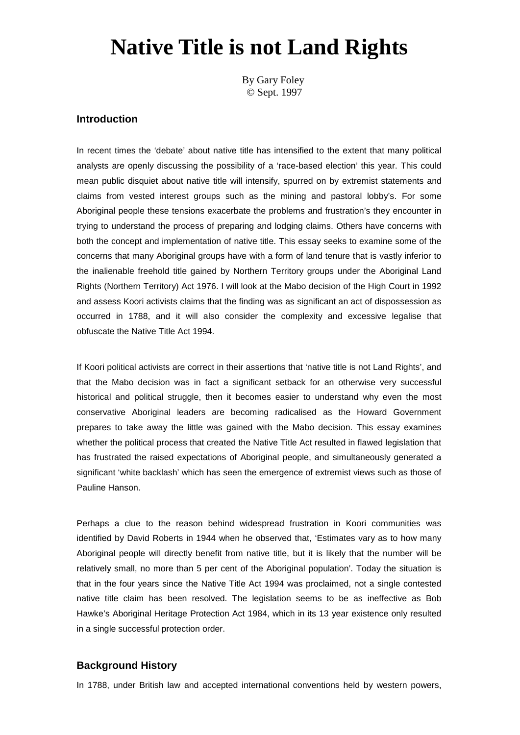# Native Title is not Land Rights

By Gary Foley
© Sept. 1997

### Introduction

In recent times the 'debate' about native title has intensified to the extent that many political analysts are openly discussing the possibility of a 'race-based election' this year. This could mean public disquiet about native title will intensify, spurred on by extremist statements and claims from vested interest groups such as the mining and pastoral lobby's. For some Aboriginal people these tensions exacerbate the problems and frustration's they encounter in trying to understand the process of preparing and lodging claims. Others have concerns with both the concept and implementation of native title. This essay seeks to examine some of the concerns that many Aboriginal groups have with a form of land tenure that is vastly inferior to the inalienable freehold title gained by Northern Territory groups under the Aboriginal Land Rights (Northern Territory) Act 1976. I will look at the Mabo decision of the High Court in 1992 and assess Koori activists claims that the finding was as significant an act of dispossession as occurred in 1788, and it will also consider the complexity and excessive legalise that obfuscate the Native Title Act 1994.

If Koori political activists are correct in their assertions that 'native title is not Land Rights', and that the Mabo decision was in fact a significant setback for an otherwise very successful historical and political struggle, then it becomes easier to understand why even the most conservative Aboriginal leaders are becoming radicalised as the Howard Government prepares to take away the little was gained with the Mabo decision. This essay examines whether the political process that created the Native Title Act resulted in flawed legislation that has frustrated the raised expectations of Aboriginal people, and simultaneously generated a significant 'white backlash' which has seen the emergence of extremist views such as those of Pauline Hanson.

Perhaps a clue to the reason behind widespread frustration in Koori communities was identified by David Roberts in 1944 when he observed that, 'Estimates vary as to how many Aboriginal people will directly benefit from native title, but it is likely that the number will be relatively small, no more than 5 per cent of the Aboriginal population'. Today the situation is that in the four years since the Native Title Act 1994 was proclaimed, not a single contested native title claim has been resolved. The legislation seems to be as ineffective as Bob Hawke's Aboriginal Heritage Protection Act 1984, which in its 13 year existence only resulted in a single successful protection order.

### Background History

In 1788, under British law and accepted international conventions held by western powers,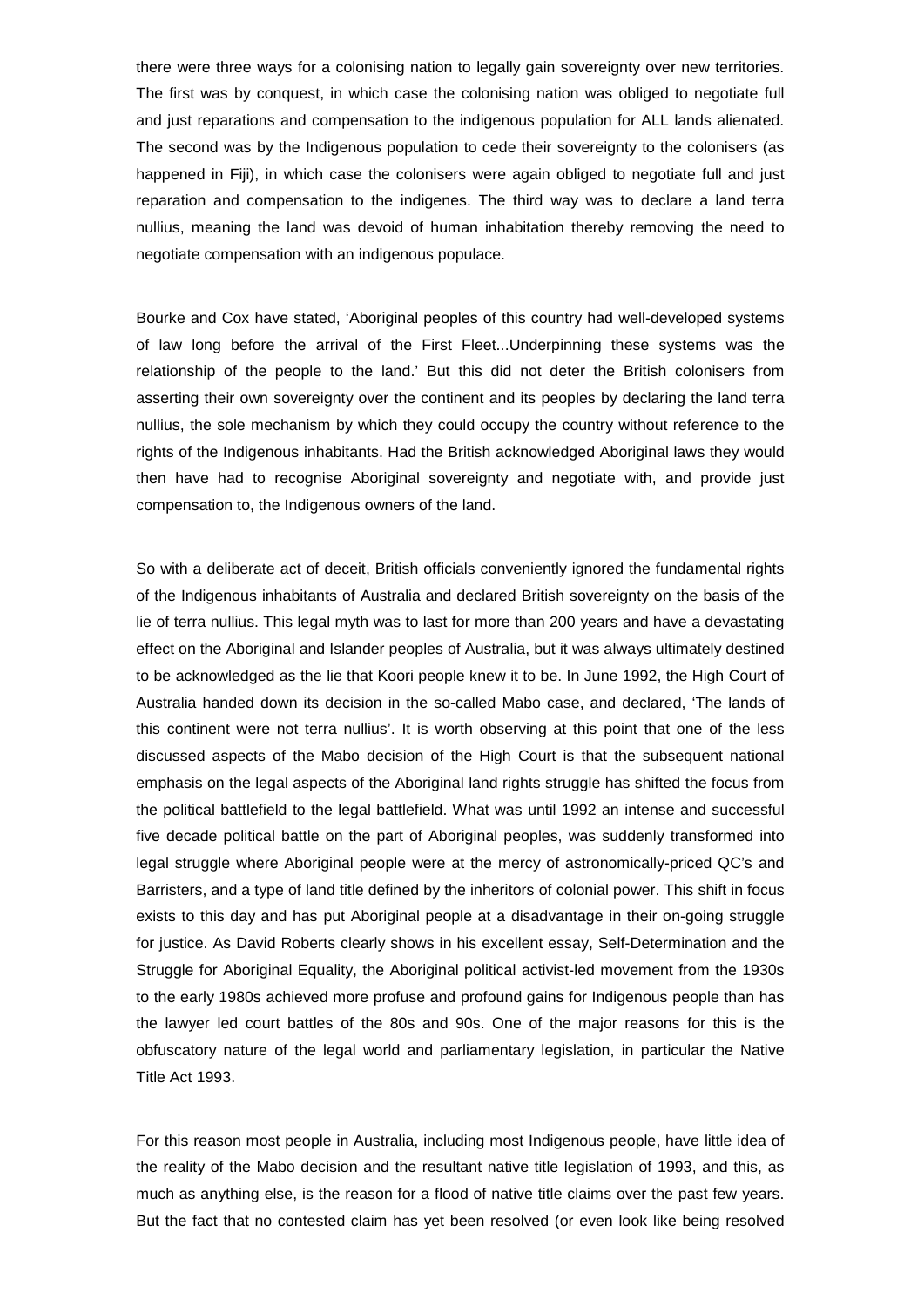there were three ways for a colonising nation to legally gain sovereignty over new territories. The first was by conquest, in which case the colonising nation was obliged to negotiate full and just reparations and compensation to the indigenous population for ALL lands alienated. The second was by the Indigenous population to cede their sovereignty to the colonisers (as happened in Fiji), in which case the colonisers were again obliged to negotiate full and just reparation and compensation to the indigenes. The third way was to declare a land terra nullius, meaning the land was devoid of human inhabitation thereby removing the need to negotiate compensation with an indigenous populace.

Bourke and Cox have stated, 'Aboriginal peoples of this country had well-developed systems of law long before the arrival of the First Fleet...Underpinning these systems was the relationship of the people to the land.' But this did not deter the British colonisers from asserting their own sovereignty over the continent and its peoples by declaring the land terra nullius, the sole mechanism by which they could occupy the country without reference to the rights of the Indigenous inhabitants. Had the British acknowledged Aboriginal laws they would then have had to recognise Aboriginal sovereignty and negotiate with, and provide just compensation to, the Indigenous owners of the land.

So with a deliberate act of deceit, British officials conveniently ignored the fundamental rights of the Indigenous inhabitants of Australia and declared British sovereignty on the basis of the lie of terra nullius. This legal myth was to last for more than 200 years and have a devastating effect on the Aboriginal and Islander peoples of Australia, but it was always ultimately destined to be acknowledged as the lie that Koori people knew it to be. In June 1992, the High Court of Australia handed down its decision in the so-called Mabo case, and declared, 'The lands of this continent were not terra nullius'. It is worth observing at this point that one of the less discussed aspects of the Mabo decision of the High Court is that the subsequent national emphasis on the legal aspects of the Aboriginal land rights struggle has shifted the focus from the political battlefield to the legal battlefield. What was until 1992 an intense and successful five decade political battle on the part of Aboriginal peoples, was suddenly transformed into legal struggle where Aboriginal people were at the mercy of astronomically-priced QC's and Barristers, and a type of land title defined by the inheritors of colonial power. This shift in focus exists to this day and has put Aboriginal people at a disadvantage in their on-going struggle for justice. As David Roberts clearly shows in his excellent essay, Self-Determination and the Struggle for Aboriginal Equality, the Aboriginal political activist-led movement from the 1930s to the early 1980s achieved more profuse and profound gains for Indigenous people than has the lawyer led court battles of the 80s and 90s. One of the major reasons for this is the obfuscatory nature of the legal world and parliamentary legislation, in particular the Native Title Act 1993.

For this reason most people in Australia, including most Indigenous people, have little idea of the reality of the Mabo decision and the resultant native title legislation of 1993, and this, as much as anything else, is the reason for a flood of native title claims over the past few years. But the fact that no contested claim has yet been resolved (or even look like being resolved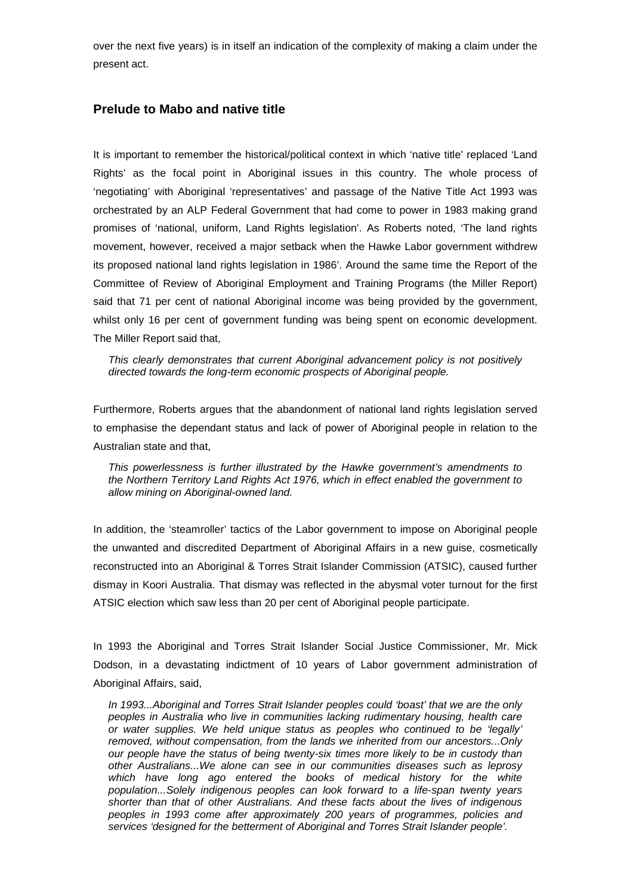over the next five years) is in itself an indication of the complexity of making a claim under the present act.

## Prelude to Mabo and native title

It is important to remember the historical/political context in which 'native title' replaced 'Land Rights' as the focal point in Aboriginal issues in this country. The whole process of 'negotiating' with Aboriginal 'representatives' and passage of the Native Title Act 1993 was orchestrated by an ALP Federal Government that had come to power in 1983 making grand promises of 'national, uniform, Land Rights legislation'. As Roberts noted, 'The land rights movement, however, received a major setback when the Hawke Labor government withdrew its proposed national land rights legislation in 1986'. Around the same time the Report of the Committee of Review of Aboriginal Employment and Training Programs (the Miller Report) said that 71 per cent of national Aboriginal income was being provided by the government, whilst only 16 per cent of government funding was being spent on economic development. The Miller Report said that,

> *This clearly demonstrates that current Aboriginal advancement policy is not positively directed towards the long-term economic prospects of Aboriginal people.*

Furthermore, Roberts argues that the abandonment of national land rights legislation served to emphasise the dependant status and lack of power of Aboriginal people in relation to the Australian state and that,

> *This powerlessness is further illustrated by the Hawke government's amendments to the Northern Territory Land Rights Act 1976, which in effect enabled the government to allow mining on Aboriginal-owned land.*

In addition, the 'steamroller' tactics of the Labor government to impose on Aboriginal people the unwanted and discredited Department of Aboriginal Affairs in a new guise, cosmetically reconstructed into an Aboriginal & Torres Strait Islander Commission (ATSIC), caused further dismay in Koori Australia. That dismay was reflected in the abysmal voter turnout for the first ATSIC election which saw less than 20 per cent of Aboriginal people participate.

In 1993 the Aboriginal and Torres Strait Islander Social Justice Commissioner, Mr. Mick Dodson, in a devastating indictment of 10 years of Labor government administration of Aboriginal Affairs, said,

> *In 1993...Aboriginal and Torres Strait Islander peoples could 'boast' that we are the only peoples in Australia who live in communities lacking rudimentary housing, health care or water supplies. We held unique status as peoples who continued to be 'legally' removed, without compensation, from the lands we inherited from our ancestors...Only our people have the status of being twenty-six times more likely to be in custody than other Australians...We alone can see in our communities diseases such as leprosy which have long ago entered the books of medical history for the white population...Solely indigenous peoples can look forward to a life-span twenty years shorter than that of other Australians. And these facts about the lives of indigenous peoples in 1993 come after approximately 200 years of programmes, policies and services 'designed for the betterment of Aboriginal and Torres Strait Islander people'.*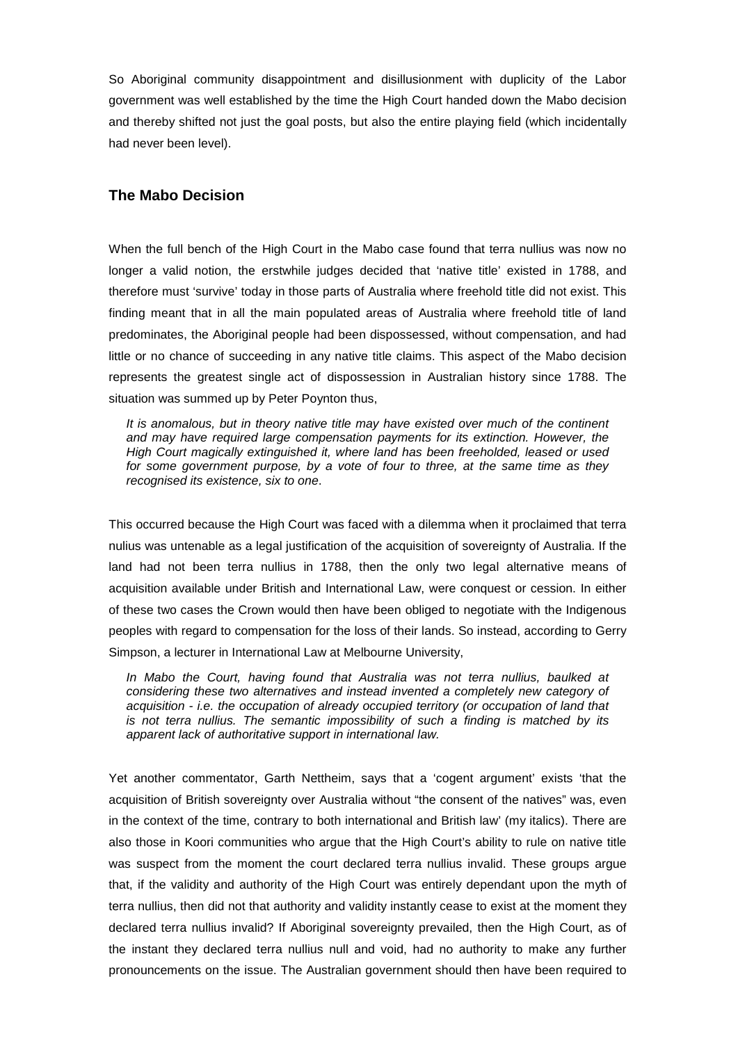So Aboriginal community disappointment and disillusionment with duplicity of the Labor government was well established by the time the High Court handed down the Mabo decision and thereby shifted not just the goal posts, but also the entire playing field (which incidentally had never been level).

## The Mabo Decision

When the full bench of the High Court in the Mabo case found that terra nullius was now no longer a valid notion, the erstwhile judges decided that 'native title' existed in 1788, and therefore must 'survive' today in those parts of Australia where freehold title did not exist. This finding meant that in all the main populated areas of Australia where freehold title of land predominates, the Aboriginal people had been dispossessed, without compensation, and had little or no chance of succeeding in any native title claims. This aspect of the Mabo decision represents the greatest single act of dispossession in Australian history since 1788. The situation was summed up by Peter Poynton thus,

> *It is anomalous, but in theory native title may have existed over much of the continent and may have required large compensation payments for its extinction. However, the High Court magically extinguished it, where land has been freeholded, leased or used for some government purpose, by a vote of four to three, at the same time as they recognised its existence, six to one*.

This occurred because the High Court was faced with a dilemma when it proclaimed that terra nulius was untenable as a legal justification of the acquisition of sovereignty of Australia. If the land had not been terra nullius in 1788, then the only two legal alternative means of acquisition available under British and International Law, were conquest or cession. In either of these two cases the Crown would then have been obliged to negotiate with the Indigenous peoples with regard to compensation for the loss of their lands. So instead, according to Gerry Simpson, a lecturer in International Law at Melbourne University,

> *In Mabo the Court, having found that Australia was not terra nullius, baulked at considering these two alternatives and instead invented a completely new category of acquisition - i.e. the occupation of already occupied territory (or occupation of land that is not terra nullius. The semantic impossibility of such a finding is matched by its apparent lack of authoritative support in international law.*

Yet another commentator, Garth Nettheim, says that a 'cogent argument' exists 'that the acquisition of British sovereignty over Australia without "the consent of the natives" was, even in the context of the time, contrary to both international and British law' (my italics). There are also those in Koori communities who argue that the High Court's ability to rule on native title was suspect from the moment the court declared terra nullius invalid. These groups argue that, if the validity and authority of the High Court was entirely dependant upon the myth of terra nullius, then did not that authority and validity instantly cease to exist at the moment they declared terra nullius invalid? If Aboriginal sovereignty prevailed, then the High Court, as of the instant they declared terra nullius null and void, had no authority to make any further pronouncements on the issue. The Australian government should then have been required to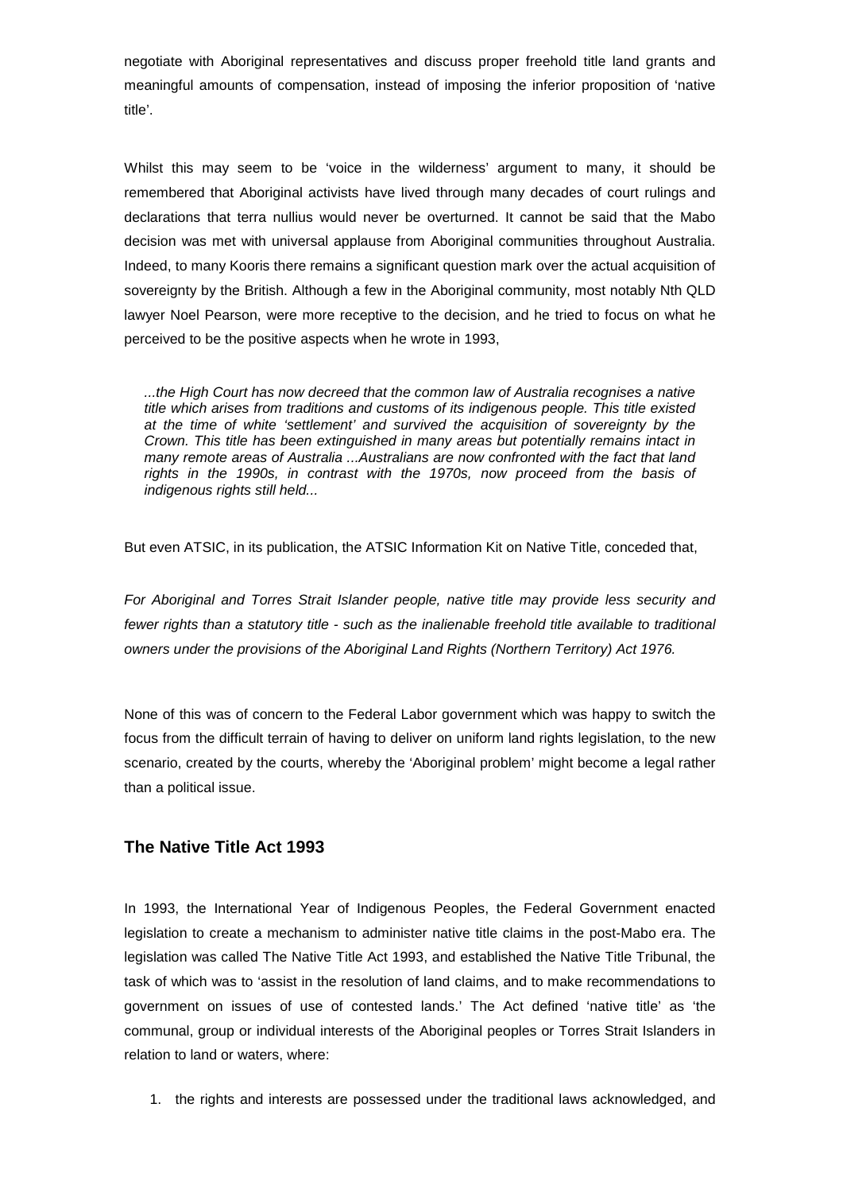negotiate with Aboriginal representatives and discuss proper freehold title land grants and meaningful amounts of compensation, instead of imposing the inferior proposition of 'native title'.

Whilst this may seem to be 'voice in the wilderness' argument to many, it should be remembered that Aboriginal activists have lived through many decades of court rulings and declarations that terra nullius would never be overturned. It cannot be said that the Mabo decision was met with universal applause from Aboriginal communities throughout Australia. Indeed, to many Kooris there remains a significant question mark over the actual acquisition of sovereignty by the British. Although a few in the Aboriginal community, most notably Nth QLD lawyer Noel Pearson, were more receptive to the decision, and he tried to focus on what he perceived to be the positive aspects when he wrote in 1993,

> *...the High Court has now decreed that the common law of Australia recognises a native title which arises from traditions and customs of its indigenous people. This title existed at the time of white 'settlement' and survived the acquisition of sovereignty by the Crown. This title has been extinguished in many areas but potentially remains intact in many remote areas of Australia ...Australians are now confronted with the fact that land rights in the 1990s, in contrast with the 1970s, now proceed from the basis of indigenous rights still held...*

But even ATSIC, in its publication, the ATSIC Information Kit on Native Title, conceded that,

*For Aboriginal and Torres Strait Islander people, native title may provide less security and fewer rights than a statutory title - such as the inalienable freehold title available to traditional owners under the provisions of the Aboriginal Land Rights (Northern Territory) Act 1976.*

None of this was of concern to the Federal Labor government which was happy to switch the focus from the difficult terrain of having to deliver on uniform land rights legislation, to the new scenario, created by the courts, whereby the 'Aboriginal problem' might become a legal rather than a political issue.

## The Native Title Act 1993

In 1993, the International Year of Indigenous Peoples, the Federal Government enacted legislation to create a mechanism to administer native title claims in the post-Mabo era. The legislation was called The Native Title Act 1993, and established the Native Title Tribunal, the task of which was to 'assist in the resolution of land claims, and to make recommendations to government on issues of use of contested lands.' The Act defined 'native title' as 'the communal, group or individual interests of the Aboriginal peoples or Torres Strait Islanders in relation to land or waters, where:

1. the rights and interests are possessed under the traditional laws acknowledged, and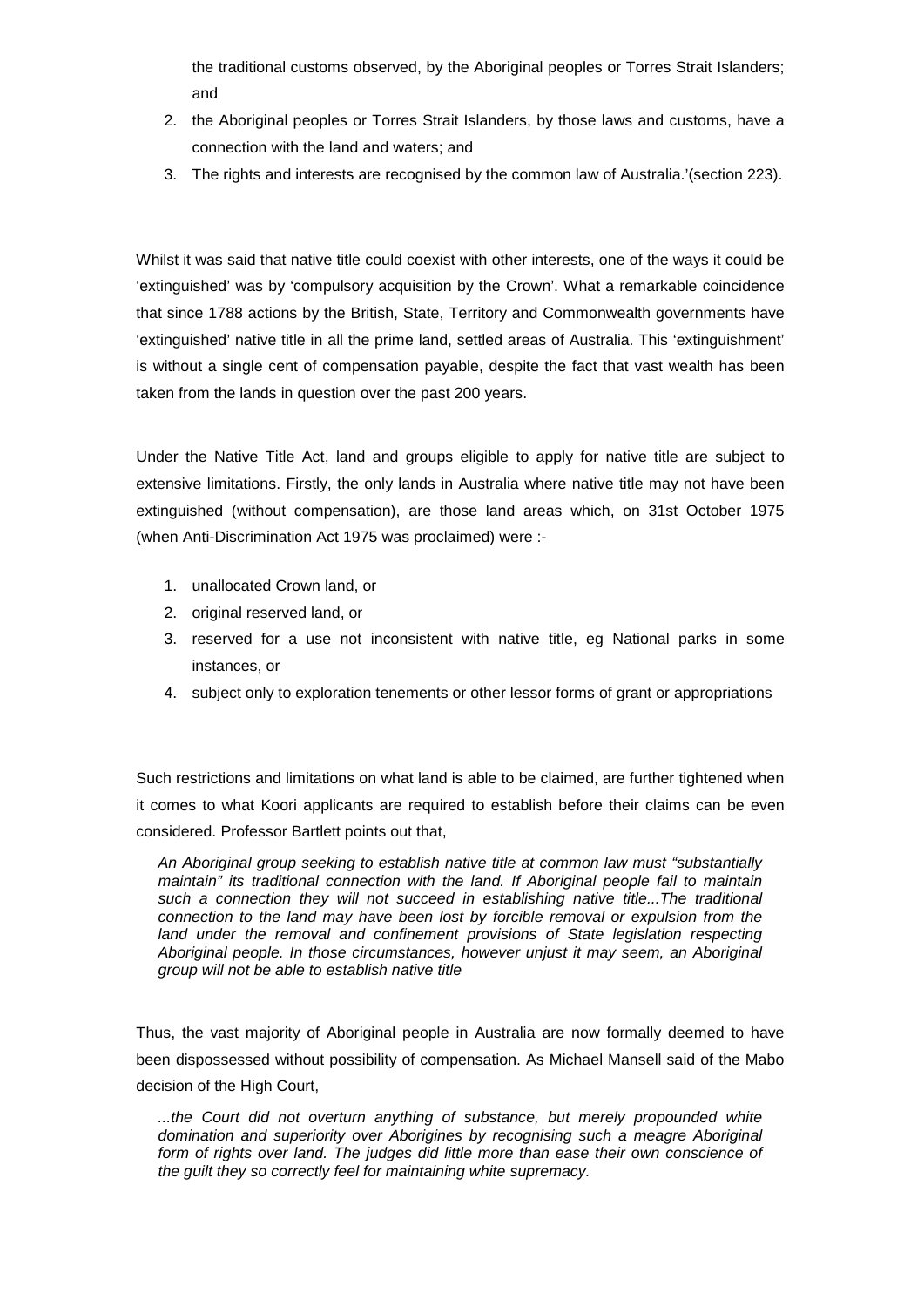the traditional customs observed, by the Aboriginal peoples or Torres Strait Islanders; and

2. the Aboriginal peoples or Torres Strait Islanders, by those laws and customs, have a connection with the land and waters; and
3. The rights and interests are recognised by the common law of Australia.'(section 223).

Whilst it was said that native title could coexist with other interests, one of the ways it could be 'extinguished' was by 'compulsory acquisition by the Crown'. What a remarkable coincidence that since 1788 actions by the British, State, Territory and Commonwealth governments have 'extinguished' native title in all the prime land, settled areas of Australia. This 'extinguishment' is without a single cent of compensation payable, despite the fact that vast wealth has been taken from the lands in question over the past 200 years.

Under the Native Title Act, land and groups eligible to apply for native title are subject to extensive limitations. Firstly, the only lands in Australia where native title may not have been extinguished (without compensation), are those land areas which, on 31st October 1975 (when Anti-Discrimination Act 1975 was proclaimed) were :-

1. unallocated Crown land, or
2. original reserved land, or
3. reserved for a use not inconsistent with native title, eg National parks in some instances, or
4. subject only to exploration tenements or other lessor forms of grant or appropriations

Such restrictions and limitations on what land is able to be claimed, are further tightened when it comes to what Koori applicants are required to establish before their claims can be even considered. Professor Bartlett points out that,

> *An Aboriginal group seeking to establish native title at common law must "substantially maintain" its traditional connection with the land. If Aboriginal people fail to maintain such a connection they will not succeed in establishing native title...The traditional connection to the land may have been lost by forcible removal or expulsion from the land under the removal and confinement provisions of State legislation respecting Aboriginal people. In those circumstances, however unjust it may seem, an Aboriginal group will not be able to establish native title*

Thus, the vast majority of Aboriginal people in Australia are now formally deemed to have been dispossessed without possibility of compensation. As Michael Mansell said of the Mabo decision of the High Court,

> *...the Court did not overturn anything of substance, but merely propounded white domination and superiority over Aborigines by recognising such a meagre Aboriginal form of rights over land. The judges did little more than ease their own conscience of the guilt they so correctly feel for maintaining white supremacy.*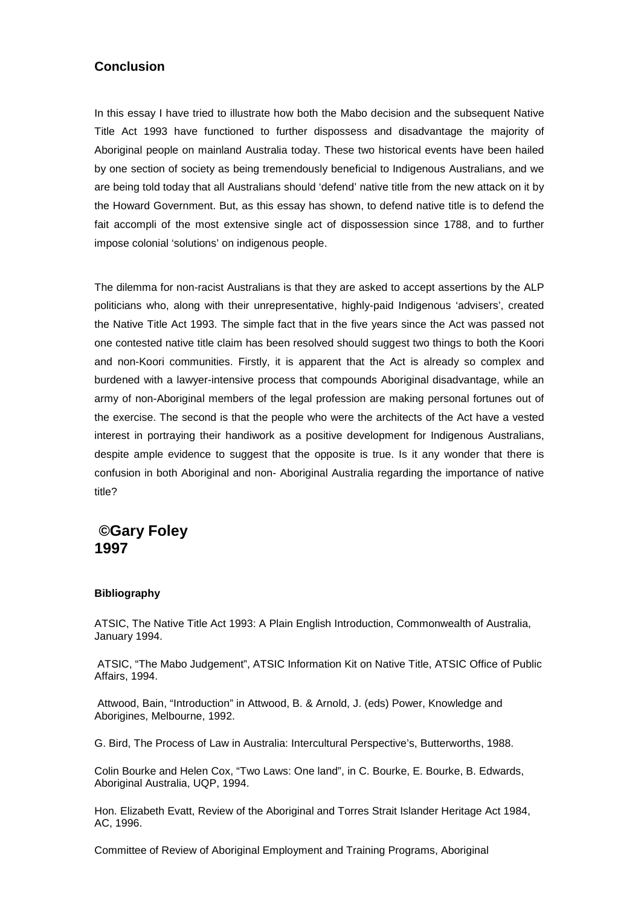## Conclusion

In this essay I have tried to illustrate how both the Mabo decision and the subsequent Native Title Act 1993 have functioned to further dispossess and disadvantage the majority of Aboriginal people on mainland Australia today. These two historical events have been hailed by one section of society as being tremendously beneficial to Indigenous Australians, and we are being told today that all Australians should 'defend' native title from the new attack on it by the Howard Government. But, as this essay has shown, to defend native title is to defend the fait accompli of the most extensive single act of dispossession since 1788, and to further impose colonial 'solutions' on indigenous people.

The dilemma for non-racist Australians is that they are asked to accept assertions by the ALP politicians who, along with their unrepresentative, highly-paid Indigenous 'advisers', created the Native Title Act 1993. The simple fact that in the five years since the Act was passed not one contested native title claim has been resolved should suggest two things to both the Koori and non-Koori communities. Firstly, it is apparent that the Act is already so complex and burdened with a lawyer-intensive process that compounds Aboriginal disadvantage, while an army of non-Aboriginal members of the legal profession are making personal fortunes out of the exercise. The second is that the people who were the architects of the Act have a vested interest in portraying their handiwork as a positive development for Indigenous Australians, despite ample evidence to suggest that the opposite is true. Is it any wonder that there is confusion in both Aboriginal and non- Aboriginal Australia regarding the importance of native title?

**©Gary Foley**
**1997**

#### Bibliography

ATSIC, The Native Title Act 1993: A Plain English Introduction, Commonwealth of Australia, January 1994.

ATSIC, "The Mabo Judgement", ATSIC Information Kit on Native Title, ATSIC Office of Public Affairs, 1994.

Attwood, Bain, "Introduction" in Attwood, B. & Arnold, J. (eds) Power, Knowledge and Aborigines, Melbourne, 1992.

G. Bird, The Process of Law in Australia: Intercultural Perspective's, Butterworths, 1988.

Colin Bourke and Helen Cox, "Two Laws: One land", in C. Bourke, E. Bourke, B. Edwards, Aboriginal Australia, UQP, 1994.

Hon. Elizabeth Evatt, Review of the Aboriginal and Torres Strait Islander Heritage Act 1984, AC, 1996.

Committee of Review of Aboriginal Employment and Training Programs, Aboriginal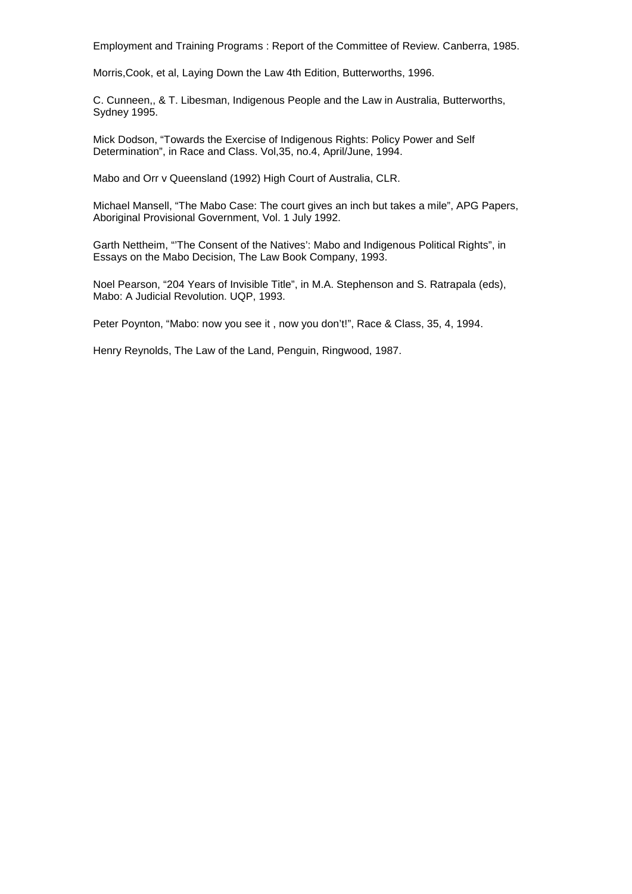Employment and Training Programs : Report of the Committee of Review. Canberra, 1985.

Morris,Cook, et al, Laying Down the Law 4th Edition, Butterworths, 1996.

C. Cunneen,, & T. Libesman, Indigenous People and the Law in Australia, Butterworths, Sydney 1995.

Mick Dodson, "Towards the Exercise of Indigenous Rights: Policy Power and Self Determination", in Race and Class. Vol,35, no.4, April/June, 1994.

Mabo and Orr v Queensland (1992) High Court of Australia, CLR.

Michael Mansell, "The Mabo Case: The court gives an inch but takes a mile", APG Papers, Aboriginal Provisional Government, Vol. 1 July 1992.

Garth Nettheim, "'The Consent of the Natives': Mabo and Indigenous Political Rights", in Essays on the Mabo Decision, The Law Book Company, 1993.

Noel Pearson, "204 Years of Invisible Title", in M.A. Stephenson and S. Ratrapala (eds), Mabo: A Judicial Revolution. UQP, 1993.

Peter Poynton, "Mabo: now you see it , now you don't!", Race & Class, 35, 4, 1994.

Henry Reynolds, The Law of the Land, Penguin, Ringwood, 1987.